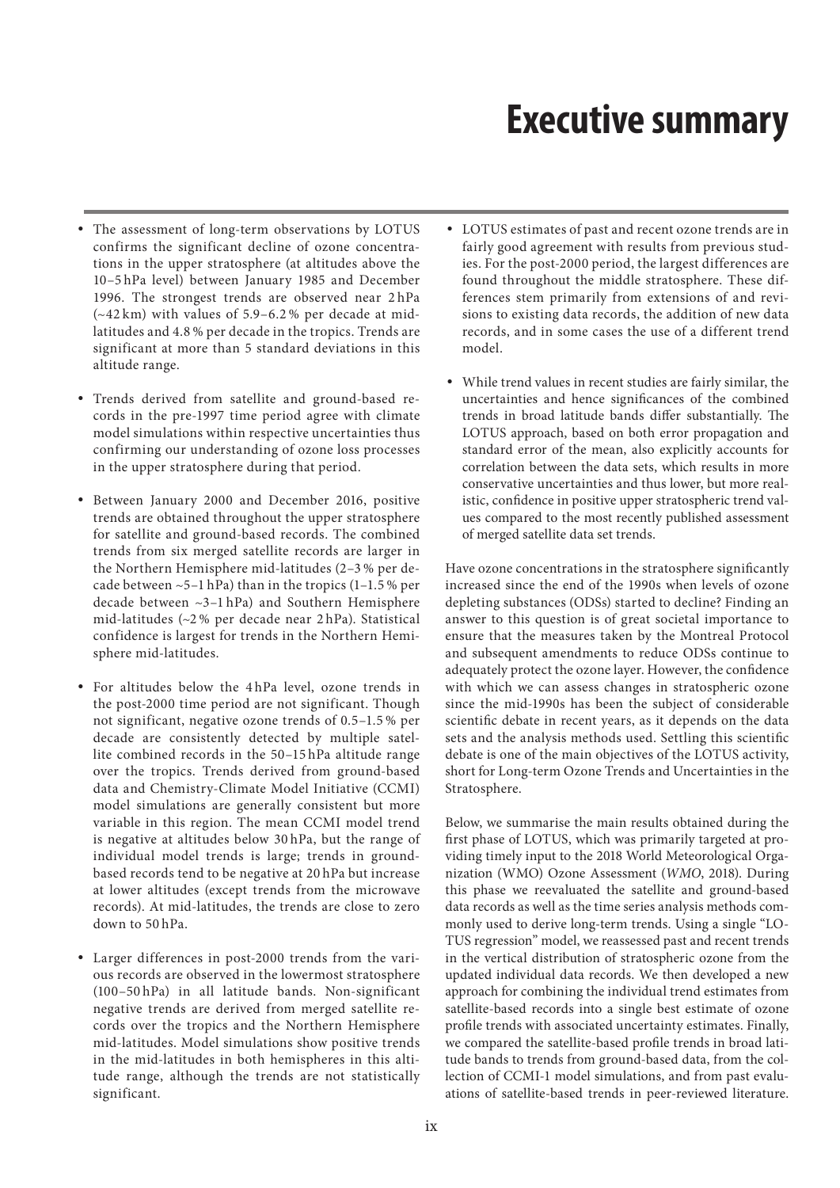# Executive summary

- The assessment of long-term observations by LOTUS confirms the significant decline of ozone concentrations in the upper stratosphere (at altitudes above the 10–5 hPa level) between January 1985 and December 1996. The strongest trends are observed near 2 hPa (~42 km) with values of 5.9–6.2 % per decade at mid-latitudes and 4.8 % per decade in the tropics. Trends are significant at more than 5 standard deviations in this altitude range.

- Trends derived from satellite and ground-based records in the pre-1997 time period agree with climate model simulations within respective uncertainties thus confirming our understanding of ozone loss processes in the upper stratosphere during that period.

- Between January 2000 and December 2016, positive trends are obtained throughout the upper stratosphere for satellite and ground-based records. The combined trends from six merged satellite records are larger in the Northern Hemisphere mid-latitudes (2–3 % per decade between ~5–1 hPa) than in the tropics (1–1.5 % per decade between ~3–1 hPa) and Southern Hemisphere mid-latitudes (~2 % per decade near 2 hPa). Statistical confidence is largest for trends in the Northern Hemisphere mid-latitudes.

- For altitudes below the 4 hPa level, ozone trends in the post-2000 time period are not significant. Though not significant, negative ozone trends of 0.5–1.5 % per decade are consistently detected by multiple satellite combined records in the 50–15 hPa altitude range over the tropics. Trends derived from ground-based data and Chemistry-Climate Model Initiative (CCMI) model simulations are generally consistent but more variable in this region. The mean CCMI model trend is negative at altitudes below 30 hPa, but the range of individual model trends is large; trends in ground-based records tend to be negative at 20 hPa but increase at lower altitudes (except trends from the microwave records). At mid-latitudes, the trends are close to zero down to 50 hPa.

- Larger differences in post-2000 trends from the various records are observed in the lowermost stratosphere (100–50 hPa) in all latitude bands. Non-significant negative trends are derived from merged satellite records over the tropics and the Northern Hemisphere mid-latitudes. Model simulations show positive trends in the mid-latitudes in both hemispheres in this altitude range, although the trends are not statistically significant.

- LOTUS estimates of past and recent ozone trends are in fairly good agreement with results from previous studies. For the post-2000 period, the largest differences are found throughout the middle stratosphere. These differences stem primarily from extensions of and revisions to existing data records, the addition of new data records, and in some cases the use of a different trend model.

- While trend values in recent studies are fairly similar, the uncertainties and hence significances of the combined trends in broad latitude bands differ substantially. The LOTUS approach, based on both error propagation and standard error of the mean, also explicitly accounts for correlation between the data sets, which results in more conservative uncertainties and thus lower, but more realistic, confidence in positive upper stratospheric trend values compared to the most recently published assessment of merged satellite data set trends.

Have ozone concentrations in the stratosphere significantly increased since the end of the 1990s when levels of ozone depleting substances (ODSs) started to decline? Finding an answer to this question is of great societal importance to ensure that the measures taken by the Montreal Protocol and subsequent amendments to reduce ODSs continue to adequately protect the ozone layer. However, the confidence with which we can assess changes in stratospheric ozone since the mid-1990s has been the subject of considerable scientific debate in recent years, as it depends on the data sets and the analysis methods used. Settling this scientific debate is one of the main objectives of the LOTUS activity, short for Long-term Ozone Trends and Uncertainties in the Stratosphere.

Below, we summarise the main results obtained during the first phase of LOTUS, which was primarily targeted at providing timely input to the 2018 World Meteorological Organization (WMO) Ozone Assessment (*WMO*, 2018). During this phase we reevaluated the satellite and ground-based data records as well as the time series analysis methods commonly used to derive long-term trends. Using a single "LOTUS regression" model, we reassessed past and recent trends in the vertical distribution of stratospheric ozone from the updated individual data records. We then developed a new approach for combining the individual trend estimates from satellite-based records into a single best estimate of ozone profile trends with associated uncertainty estimates. Finally, we compared the satellite-based profile trends in broad latitude bands to trends from ground-based data, from the collection of CCMI-1 model simulations, and from past evaluations of satellite-based trends in peer-reviewed literature.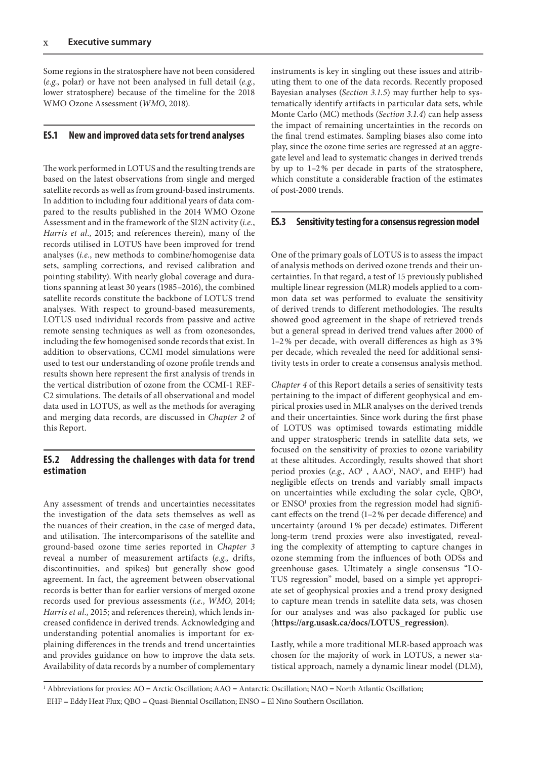Some regions in the stratosphere have not been considered (*e.g.*, polar) or have not been analysed in full detail (*e.g.*, lower stratosphere) because of the timeline for the 2018 WMO Ozone Assessment (*WMO*, 2018).

## ES.1 New and improved data sets for trend analyses

The work performed in LOTUS and the resulting trends are based on the latest observations from single and merged satellite records as well as from ground-based instruments. In addition to including four additional years of data compared to the results published in the 2014 WMO Ozone Assessment and in the framework of the SI2N activity (*i.e.*, *Harris et al.*, 2015; and references therein), many of the records utilised in LOTUS have been improved for trend analyses (*i.e.*, new methods to combine/homogenise data sets, sampling corrections, and revised calibration and pointing stability). With nearly global coverage and durations spanning at least 30 years (1985–2016), the combined satellite records constitute the backbone of LOTUS trend analyses. With respect to ground-based measurements, LOTUS used individual records from passive and active remote sensing techniques as well as from ozonesondes, including the few homogenised sonde records that exist. In addition to observations, CCMI model simulations were used to test our understanding of ozone profile trends and results shown here represent the first analysis of trends in the vertical distribution of ozone from the CCMI-1 REF-C2 simulations. The details of all observational and model data used in LOTUS, as well as the methods for averaging and merging data records, are discussed in *Chapter 2* of this Report.

## ES.2 Addressing the challenges with data for trend estimation

Any assessment of trends and uncertainties necessitates the investigation of the data sets themselves as well as the nuances of their creation, in the case of merged data, and utilisation. The intercomparisons of the satellite and ground-based ozone time series reported in *Chapter 3* reveal a number of measurement artifacts (*e.g.*, drifts, discontinuities, and spikes) but generally show good agreement. In fact, the agreement between observational records is better than for earlier versions of merged ozone records used for previous assessments (*i.e.*, *WMO*, 2014; *Harris et al.*, 2015; and references therein), which lends increased confidence in derived trends. Acknowledging and understanding potential anomalies is important for explaining differences in the trends and trend uncertainties and provides guidance on how to improve the data sets. Availability of data records by a number of complementary instruments is key in singling out these issues and attributing them to one of the data records. Recently proposed Bayesian analyses (*Section 3.1.5*) may further help to systematically identify artifacts in particular data sets, while Monte Carlo (MC) methods (*Section 3.1.4*) can help assess the impact of remaining uncertainties in the records on the final trend estimates. Sampling biases also come into play, since the ozone time series are regressed at an aggregate level and lead to systematic changes in derived trends by up to 1–2% per decade in parts of the stratosphere, which constitute a considerable fraction of the estimates of post-2000 trends.

## ES.3 Sensitivity testing for a consensus regression model

One of the primary goals of LOTUS is to assess the impact of analysis methods on derived ozone trends and their uncertainties. In that regard, a test of 15 previously published multiple linear regression (MLR) models applied to a common data set was performed to evaluate the sensitivity of derived trends to different methodologies. The results showed good agreement in the shape of retrieved trends but a general spread in derived trend values after 2000 of 1–2% per decade, with overall differences as high as 3% per decade, which revealed the need for additional sensitivity tests in order to create a consensus analysis method.

*Chapter 4* of this Report details a series of sensitivity tests pertaining to the impact of different geophysical and empirical proxies used in MLR analyses on the derived trends and their uncertainties. Since work during the first phase of LOTUS was optimised towards estimating middle and upper stratospheric trends in satellite data sets, we focused on the sensitivity of proxies to ozone variability at these altitudes. Accordingly, results showed that short period proxies (*e.g.*, AO[1], AAO[1], NAO[1], and EHF[1]) had negligible effects on trends and variably small impacts on uncertainties while excluding the solar cycle, QBO[1], or ENSO[1] proxies from the regression model had significant effects on the trend (1–2% per decade difference) and uncertainty (around 1% per decade) estimates. Different long-term trend proxies were also investigated, revealing the complexity of attempting to capture changes in ozone stemming from the influences of both ODSs and greenhouse gases. Ultimately a single consensus "LOTUS regression" model, based on a simple yet appropriate set of geophysical proxies and a trend proxy designed to capture mean trends in satellite data sets, was chosen for our analyses and was also packaged for public use (**https://arg.usask.ca/docs/LOTUS_regression**).

Lastly, while a more traditional MLR-based approach was chosen for the majority of work in LOTUS, a newer statistical approach, namely a dynamic linear model (DLM),

[1] Abbreviations for proxies: AO = Arctic Oscillation; AAO = Antarctic Oscillation; NAO = North Atlantic Oscillation; EHF = Eddy Heat Flux; QBO = Quasi-Biennial Oscillation; ENSO = El Niño Southern Oscillation.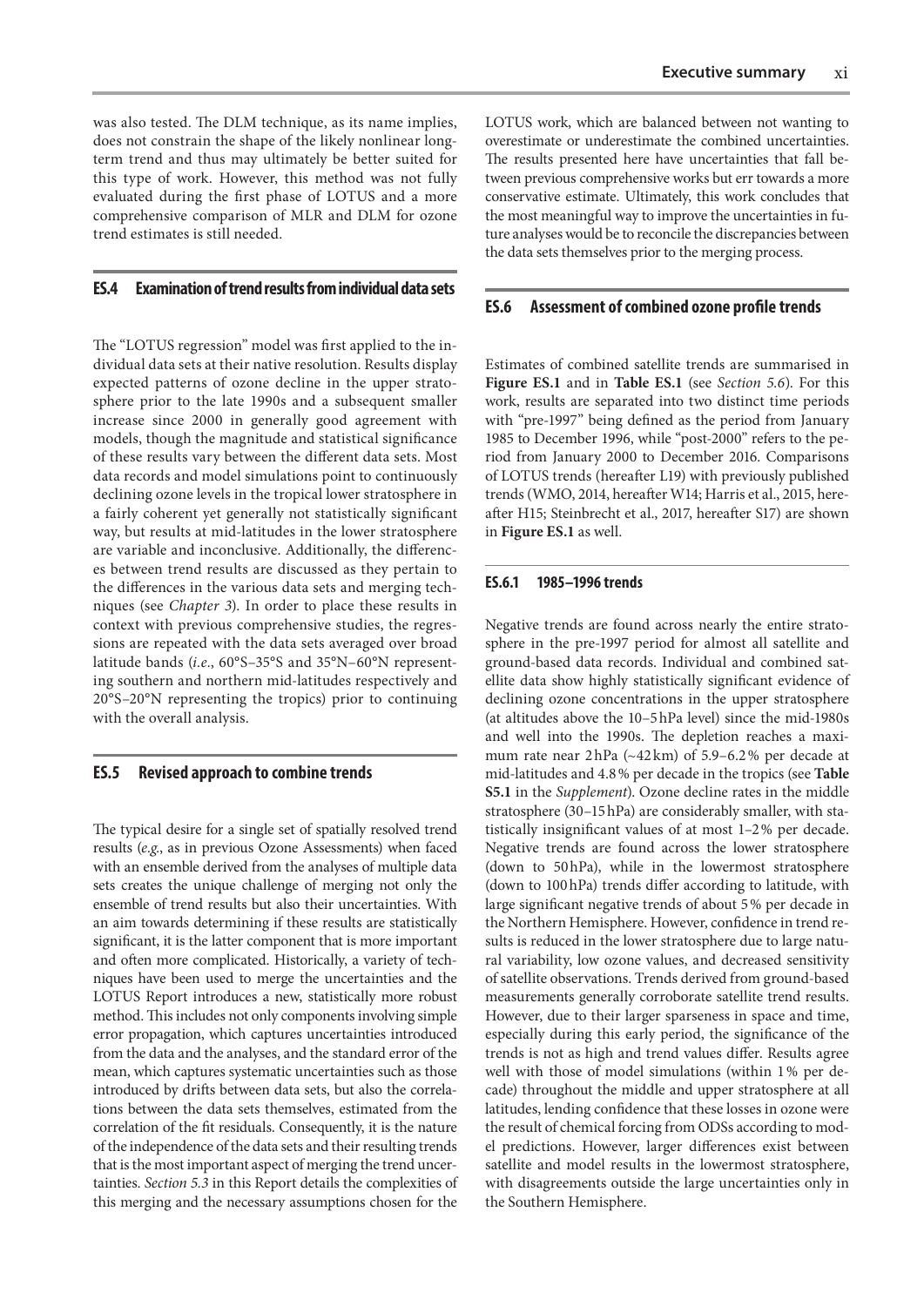was also tested. The DLM technique, as its name implies, does not constrain the shape of the likely nonlinear long-term trend and thus may ultimately be better suited for this type of work. However, this method was not fully evaluated during the first phase of LOTUS and a more comprehensive comparison of MLR and DLM for ozone trend estimates is still needed.

## ES.4 Examination of trend results from individual data sets

The "LOTUS regression" model was first applied to the individual data sets at their native resolution. Results display expected patterns of ozone decline in the upper stratosphere prior to the late 1990s and a subsequent smaller increase since 2000 in generally good agreement with models, though the magnitude and statistical significance of these results vary between the different data sets. Most data records and model simulations point to continuously declining ozone levels in the tropical lower stratosphere in a fairly coherent yet generally not statistically significant way, but results at mid-latitudes in the lower stratosphere are variable and inconclusive. Additionally, the differences between trend results are discussed as they pertain to the differences in the various data sets and merging techniques (see *Chapter 3*). In order to place these results in context with previous comprehensive studies, the regressions are repeated with the data sets averaged over broad latitude bands (*i.e.*, 60°S–35°S and 35°N–60°N representing southern and northern mid-latitudes respectively and 20°S–20°N representing the tropics) prior to continuing with the overall analysis.

## ES.5 Revised approach to combine trends

The typical desire for a single set of spatially resolved trend results (*e.g.*, as in previous Ozone Assessments) when faced with an ensemble derived from the analyses of multiple data sets creates the unique challenge of merging not only the ensemble of trend results but also their uncertainties. With an aim towards determining if these results are statistically significant, it is the latter component that is more important and often more complicated. Historically, a variety of techniques have been used to merge the uncertainties and the LOTUS Report introduces a new, statistically more robust method. This includes not only components involving simple error propagation, which captures uncertainties introduced from the data and the analyses, and the standard error of the mean, which captures systematic uncertainties such as those introduced by drifts between data sets, but also the correlations between the data sets themselves, estimated from the correlation of the fit residuals. Consequently, it is the nature of the independence of the data sets and their resulting trends that is the most important aspect of merging the trend uncertainties. *Section 5.3* in this Report details the complexities of this merging and the necessary assumptions chosen for the LOTUS work, which are balanced between not wanting to overestimate or underestimate the combined uncertainties. The results presented here have uncertainties that fall between previous comprehensive works but err towards a more conservative estimate. Ultimately, this work concludes that the most meaningful way to improve the uncertainties in future analyses would be to reconcile the discrepancies between the data sets themselves prior to the merging process.

## ES.6 Assessment of combined ozone profile trends

Estimates of combined satellite trends are summarised in **Figure ES.1** and in **Table ES.1** (see *Section 5.6*). For this work, results are separated into two distinct time periods with "pre-1997" being defined as the period from January 1985 to December 1996, while "post-2000" refers to the period from January 2000 to December 2016. Comparisons of LOTUS trends (hereafter L19) with previously published trends (WMO, 2014, hereafter W14; Harris et al., 2015, hereafter H15; Steinbrecht et al., 2017, hereafter S17) are shown in **Figure ES.1** as well.

### ES.6.1 1985–1996 trends

Negative trends are found across nearly the entire stratosphere in the pre-1997 period for almost all satellite and ground-based data records. Individual and combined satellite data show highly statistically significant evidence of declining ozone concentrations in the upper stratosphere (at altitudes above the 10–5 hPa level) since the mid-1980s and well into the 1990s. The depletion reaches a maximum rate near 2 hPa (~42 km) of 5.9–6.2 % per decade at mid-latitudes and 4.8 % per decade in the tropics (see **Table S5.1** in the *Supplement*). Ozone decline rates in the middle stratosphere (30–15 hPa) are considerably smaller, with statistically insignificant values of at most 1–2 % per decade. Negative trends are found across the lower stratosphere (down to 50 hPa), while in the lowermost stratosphere (down to 100 hPa) trends differ according to latitude, with large significant negative trends of about 5 % per decade in the Northern Hemisphere. However, confidence in trend results is reduced in the lower stratosphere due to large natural variability, low ozone values, and decreased sensitivity of satellite observations. Trends derived from ground-based measurements generally corroborate satellite trend results. However, due to their larger sparseness in space and time, especially during this early period, the significance of the trends is not as high and trend values differ. Results agree well with those of model simulations (within 1 % per decade) throughout the middle and upper stratosphere at all latitudes, lending confidence that these losses in ozone were the result of chemical forcing from ODSs according to model predictions. However, larger differences exist between satellite and model results in the lowermost stratosphere, with disagreements outside the large uncertainties only in the Southern Hemisphere.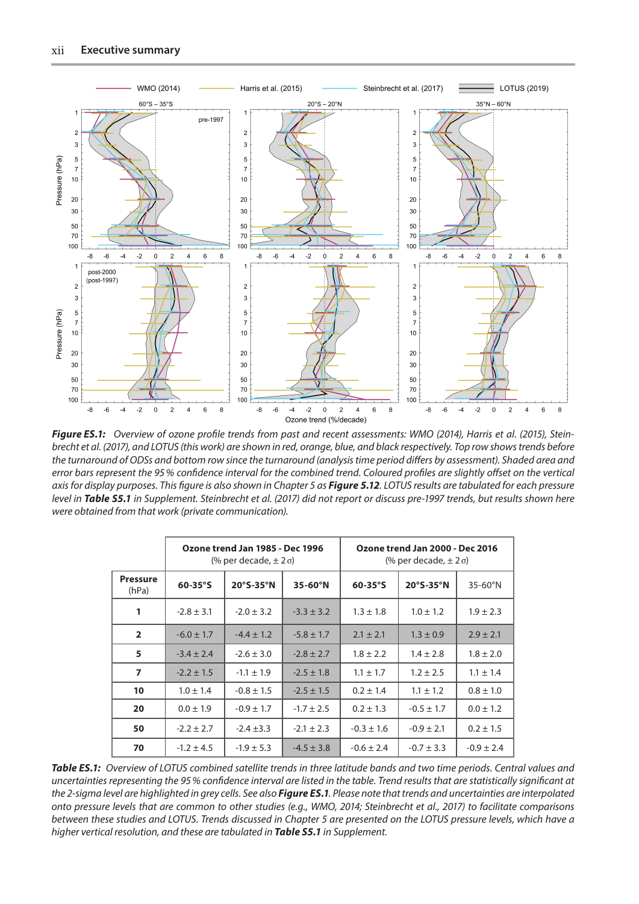*Figure ES.1: Overview of ozone profile trends from past and recent assessments: WMO (2014), Harris et al. (2015), Steinbrecht et al. (2017), and LOTUS (this work) are shown in red, orange, blue, and black respectively. Top row shows trends before the turnaround of ODSs and bottom row since the turnaround (analysis time period differs by assessment). Shaded area and error bars represent the 95 % confidence interval for the combined trend. Coloured profiles are slightly offset on the vertical axis for display purposes. This figure is also shown in Chapter 5 as* ***Figure 5.12****. LOTUS results are tabulated for each pressure level in* ***Table S5.1*** *in Supplement. Steinbrecht et al. (2017) did not report or discuss pre-1997 trends, but results shown here were obtained from that work (private communication).*

| | Ozone trend Jan 1985 - Dec 1996 (% per decade, ± 2 σ) | | | Ozone trend Jan 2000 - Dec 2016 (% per decade, ± 2 σ) | | |
|---|---|---|---|---|---|---|
| **Pressure** (hPa) | **60-35°S** | **20°S-35°N** | **35-60°N** | **60-35°S** | **20°S-35°N** | 35-60°N |
| **1** | -2.8 ± 3.1 | -2.0 ± 3.2 | -3.3 ± 3.2 | 1.3 ± 1.8 | 1.0 ± 1.2 | 1.9 ± 2.3 |
| **2** | -6.0 ± 1.7 | -4.4 ± 1.2 | -5.8 ± 1.7 | 2.1 ± 2.1 | 1.3 ± 0.9 | 2.9 ± 2.1 |
| **5** | -3.4 ± 2.4 | -2.6 ± 3.0 | -2.8 ± 2.7 | 1.8 ± 2.2 | 1.4 ± 2.8 | 1.8 ± 2.0 |
| **7** | -2.2 ± 1.5 | -1.1 ± 1.9 | -2.5 ± 1.8 | 1.1 ± 1.7 | 1.2 ± 2.5 | 1.1 ± 1.4 |
| **10** | 1.0 ± 1.4 | -0.8 ± 1.5 | -2.5 ± 1.5 | 0.2 ± 1.4 | 1.1 ± 1.2 | 0.8 ± 1.0 |
| **20** | 0.0 ± 1.9 | -0.9 ± 1.7 | -1.7 ± 2.5 | 0.2 ± 1.3 | -0.5 ± 1.7 | 0.0 ± 1.2 |
| **50** | -2.2 ± 2.7 | -2.4 ±3.3 | -2.1 ± 2.3 | -0.3 ± 1.6 | -0.9 ± 2.1 | 0.2 ± 1.5 |
| **70** | -1.2 ± 4.5 | -1.9 ± 5.3 | -4.5 ± 3.8 | -0.6 ± 2.4 | -0.7 ± 3.3 | -0.9 ± 2.4 |

*Table ES.1: Overview of LOTUS combined satellite trends in three latitude bands and two time periods. Central values and uncertainties representing the 95 % confidence interval are listed in the table. Trend results that are statistically significant at the 2-sigma level are highlighted in grey cells. See also* ***Figure ES.1****. Please note that trends and uncertainties are interpolated onto pressure levels that are common to other studies (e.g., WMO, 2014; Steinbrecht et al., 2017) to facilitate comparisons between these studies and LOTUS. Trends discussed in Chapter 5 are presented on the LOTUS pressure levels, which have a higher vertical resolution, and these are tabulated in* ***Table S5.1*** *in Supplement.*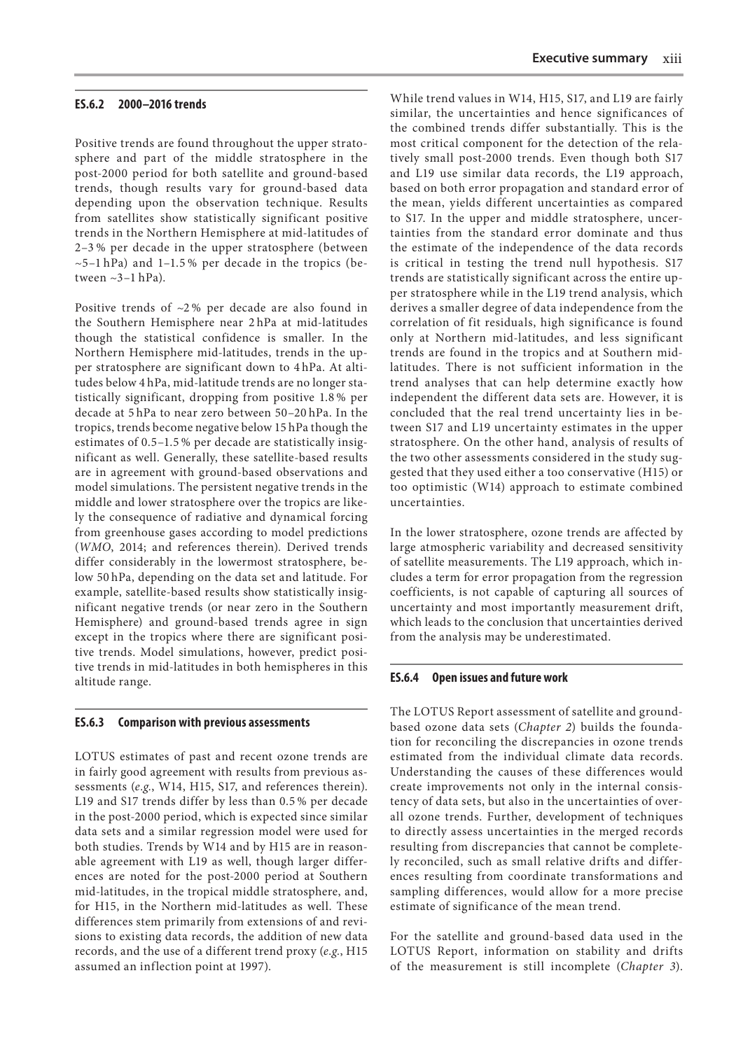### ES.6.2 2000–2016 trends

Positive trends are found throughout the upper stratosphere and part of the middle stratosphere in the post-2000 period for both satellite and ground-based trends, though results vary for ground-based data depending upon the observation technique. Results from satellites show statistically significant positive trends in the Northern Hemisphere at mid-latitudes of 2–3 % per decade in the upper stratosphere (between ~5–1 hPa) and 1–1.5 % per decade in the tropics (between ~3–1 hPa).

Positive trends of ~2 % per decade are also found in the Southern Hemisphere near 2 hPa at mid-latitudes though the statistical confidence is smaller. In the Northern Hemisphere mid-latitudes, trends in the upper stratosphere are significant down to 4 hPa. At altitudes below 4 hPa, mid-latitude trends are no longer statistically significant, dropping from positive 1.8 % per decade at 5 hPa to near zero between 50–20 hPa. In the tropics, trends become negative below 15 hPa though the estimates of 0.5–1.5 % per decade are statistically insignificant as well. Generally, these satellite-based results are in agreement with ground-based observations and model simulations. The persistent negative trends in the middle and lower stratosphere over the tropics are likely the consequence of radiative and dynamical forcing from greenhouse gases according to model predictions (*WMO*, 2014; and references therein). Derived trends differ considerably in the lowermost stratosphere, below 50 hPa, depending on the data set and latitude. For example, satellite-based results show statistically insignificant negative trends (or near zero in the Southern Hemisphere) and ground-based trends agree in sign except in the tropics where there are significant positive trends. Model simulations, however, predict positive trends in mid-latitudes in both hemispheres in this altitude range.

### ES.6.3 Comparison with previous assessments

LOTUS estimates of past and recent ozone trends are in fairly good agreement with results from previous assessments (*e.g.*, W14, H15, S17, and references therein). L19 and S17 trends differ by less than 0.5 % per decade in the post-2000 period, which is expected since similar data sets and a similar regression model were used for both studies. Trends by W14 and by H15 are in reasonable agreement with L19 as well, though larger differences are noted for the post-2000 period at Southern mid-latitudes, in the tropical middle stratosphere, and, for H15, in the Northern mid-latitudes as well. These differences stem primarily from extensions of and revisions to existing data records, the addition of new data records, and the use of a different trend proxy (*e.g.*, H15 assumed an inflection point at 1997).

While trend values in W14, H15, S17, and L19 are fairly similar, the uncertainties and hence significances of the combined trends differ substantially. This is the most critical component for the detection of the relatively small post-2000 trends. Even though both S17 and L19 use similar data records, the L19 approach, based on both error propagation and standard error of the mean, yields different uncertainties as compared to S17. In the upper and middle stratosphere, uncertainties from the standard error dominate and thus the estimate of the independence of the data records is critical in testing the trend null hypothesis. S17 trends are statistically significant across the entire upper stratosphere while in the L19 trend analysis, which derives a smaller degree of data independence from the correlation of fit residuals, high significance is found only at Northern mid-latitudes, and less significant trends are found in the tropics and at Southern mid-latitudes. There is not sufficient information in the trend analyses that can help determine exactly how independent the different data sets are. However, it is concluded that the real trend uncertainty lies in between S17 and L19 uncertainty estimates in the upper stratosphere. On the other hand, analysis of results of the two other assessments considered in the study suggested that they used either a too conservative (H15) or too optimistic (W14) approach to estimate combined uncertainties.

In the lower stratosphere, ozone trends are affected by large atmospheric variability and decreased sensitivity of satellite measurements. The L19 approach, which includes a term for error propagation from the regression coefficients, is not capable of capturing all sources of uncertainty and most importantly measurement drift, which leads to the conclusion that uncertainties derived from the analysis may be underestimated.

### ES.6.4 Open issues and future work

The LOTUS Report assessment of satellite and ground-based ozone data sets (*Chapter 2*) builds the foundation for reconciling the discrepancies in ozone trends estimated from the individual climate data records. Understanding the causes of these differences would create improvements not only in the internal consistency of data sets, but also in the uncertainties of overall ozone trends. Further, development of techniques to directly assess uncertainties in the merged records resulting from discrepancies that cannot be completely reconciled, such as small relative drifts and differences resulting from coordinate transformations and sampling differences, would allow for a more precise estimate of significance of the mean trend.

For the satellite and ground-based data used in the LOTUS Report, information on stability and drifts of the measurement is still incomplete (*Chapter 3*).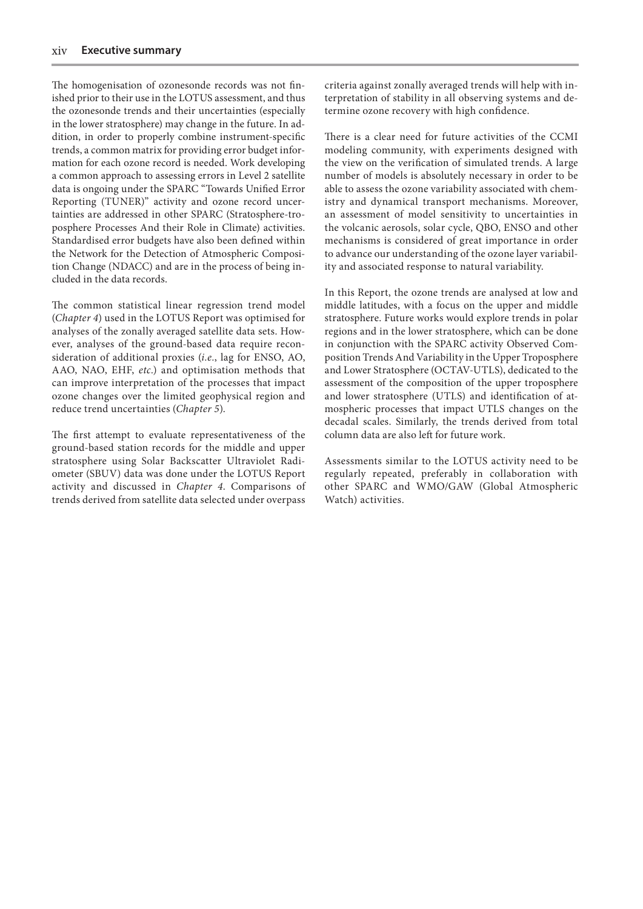The homogenisation of ozonesonde records was not finished prior to their use in the LOTUS assessment, and thus the ozonesonde trends and their uncertainties (especially in the lower stratosphere) may change in the future. In addition, in order to properly combine instrument-specific trends, a common matrix for providing error budget information for each ozone record is needed. Work developing a common approach to assessing errors in Level 2 satellite data is ongoing under the SPARC "Towards Unified Error Reporting (TUNER)" activity and ozone record uncertainties are addressed in other SPARC (Stratosphere-troposphere Processes And their Role in Climate) activities. Standardised error budgets have also been defined within the Network for the Detection of Atmospheric Composition Change (NDACC) and are in the process of being included in the data records.

The common statistical linear regression trend model (*Chapter 4*) used in the LOTUS Report was optimised for analyses of the zonally averaged satellite data sets. However, analyses of the ground-based data require reconsideration of additional proxies (*i.e.*, lag for ENSO, AO, AAO, NAO, EHF, *etc.*) and optimisation methods that can improve interpretation of the processes that impact ozone changes over the limited geophysical region and reduce trend uncertainties (*Chapter 5*).

The first attempt to evaluate representativeness of the ground-based station records for the middle and upper stratosphere using Solar Backscatter Ultraviolet Radiometer (SBUV) data was done under the LOTUS Report activity and discussed in *Chapter 4*. Comparisons of trends derived from satellite data selected under overpass criteria against zonally averaged trends will help with interpretation of stability in all observing systems and determine ozone recovery with high confidence.

There is a clear need for future activities of the CCMI modeling community, with experiments designed with the view on the verification of simulated trends. A large number of models is absolutely necessary in order to be able to assess the ozone variability associated with chemistry and dynamical transport mechanisms. Moreover, an assessment of model sensitivity to uncertainties in the volcanic aerosols, solar cycle, QBO, ENSO and other mechanisms is considered of great importance in order to advance our understanding of the ozone layer variability and associated response to natural variability.

In this Report, the ozone trends are analysed at low and middle latitudes, with a focus on the upper and middle stratosphere. Future works would explore trends in polar regions and in the lower stratosphere, which can be done in conjunction with the SPARC activity Observed Composition Trends And Variability in the Upper Troposphere and Lower Stratosphere (OCTAV-UTLS), dedicated to the assessment of the composition of the upper troposphere and lower stratosphere (UTLS) and identification of atmospheric processes that impact UTLS changes on the decadal scales. Similarly, the trends derived from total column data are also left for future work.

Assessments similar to the LOTUS activity need to be regularly repeated, preferably in collaboration with other SPARC and WMO/GAW (Global Atmospheric Watch) activities.